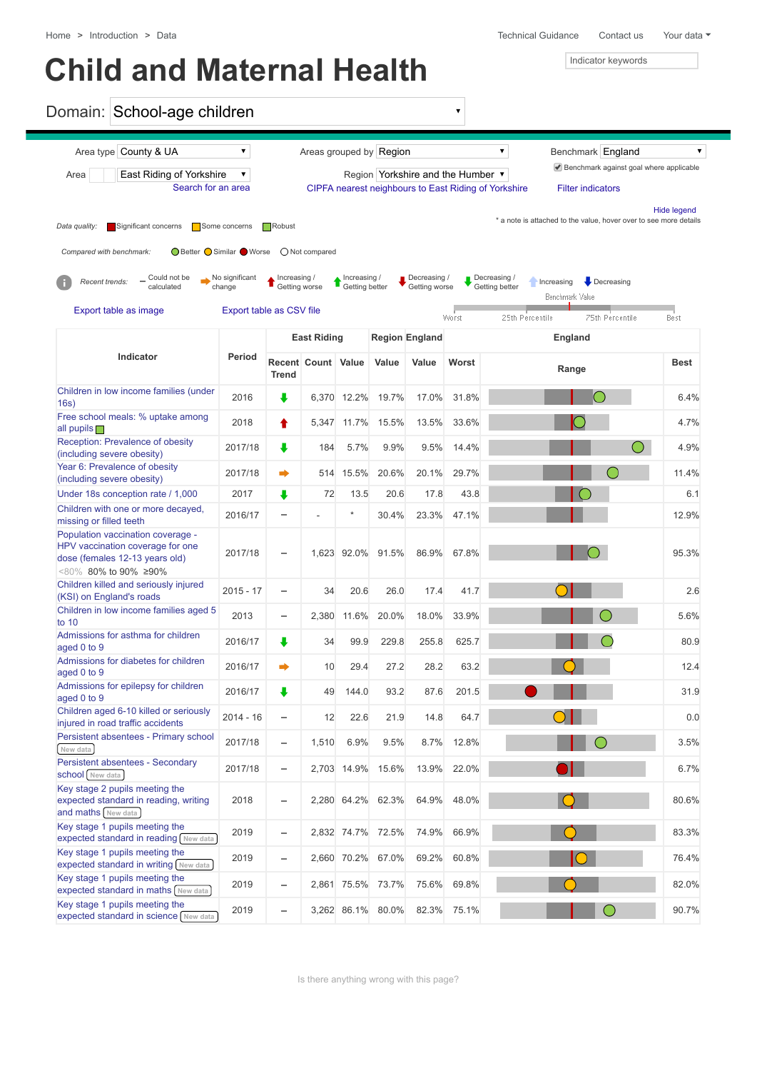Home > Introduction > Data

Technical Guidance Contact us Your data

Indicator keywords

# Child and Maternal Health

Domain: School-age children

Area type County & UA

Area East Riding of Yorkshire

Search for an area

Areas grouped by Region

Region Yorkshire and the Humber

CIPFA nearest neighbours to East Riding of Yorkshire

Benchmark England

Benchmark against goal where applicable

Filter indicators

Hide legend

Data quality: Significant concerns Some concerns Robust

* a note is attached to the value, hover over to see more details

Compared with benchmark: Better Similar Worse Not compared

Recent trends: Could not be calculated | No significant change | Increasing / Getting worse | Increasing / Getting better | Decreasing / Getting worse | Decreasing / Getting better | Increasing | Decreasing

Benchmark Value

Worst 25th Percentile 75th Percentile Best

Export table as image Export table as CSV file

| Indicator | Period | East Riding | | | Region | England | England | | |
|---|---|---|---|---|---|---|---|---|---|
| | | Recent Trend | Count | Value | Value | Value | Worst | Range | Best |
| Children in low income families (under 16s) | 2016 | ↓ | 6,370 | 12.2% | 19.7% | 17.0% | 31.8% | | 6.4% |
| Free school meals: % uptake among all pupils | 2018 | ↑ | 5,347 | 11.7% | 15.5% | 13.5% | 33.6% | | 4.7% |
| Reception: Prevalence of obesity (including severe obesity) | 2017/18 | ↓ | 184 | 5.7% | 9.9% | 9.5% | 14.4% | | 4.9% |
| Year 6: Prevalence of obesity (including severe obesity) | 2017/18 | → | 514 | 15.5% | 20.6% | 20.1% | 29.7% | | 11.4% |
| Under 18s conception rate / 1,000 | 2017 | ↓ | 72 | 13.5 | 20.6 | 17.8 | 43.8 | | 6.1 |
| Children with one or more decayed, missing or filled teeth | 2016/17 | – | - | * | 30.4% | 23.3% | 47.1% | | 12.9% |
| Population vaccination coverage - HPV vaccination coverage for one dose (females 12-13 years old) <80% 80% to 90% ≥90% | 2017/18 | – | 1,623 | 92.0% | 91.5% | 86.9% | 67.8% | | 95.3% |
| Children killed and seriously injured (KSI) on England's roads | 2015 - 17 | – | 34 | 20.6 | 26.0 | 17.4 | 41.7 | | 2.6 |
| Children in low income families aged 5 to 10 | 2013 | – | 2,380 | 11.6% | 20.0% | 18.0% | 33.9% | | 5.6% |
| Admissions for asthma for children aged 0 to 9 | 2016/17 | ↓ | 34 | 99.9 | 229.8 | 255.8 | 625.7 | | 80.9 |
| Admissions for diabetes for children aged 0 to 9 | 2016/17 | → | 10 | 29.4 | 27.2 | 28.2 | 63.2 | | 12.4 |
| Admissions for epilepsy for children aged 0 to 9 | 2016/17 | ↓ | 49 | 144.0 | 93.2 | 87.6 | 201.5 | | 31.9 |
| Children aged 6-10 killed or seriously injured in road traffic accidents | 2014 - 16 | – | 12 | 22.6 | 21.9 | 14.8 | 64.7 | | 0.0 |
| Persistent absentees - Primary school (New data) | 2017/18 | – | 1,510 | 6.9% | 9.5% | 8.7% | 12.8% | | 3.5% |
| Persistent absentees - Secondary school (New data) | 2017/18 | – | 2,703 | 14.9% | 15.6% | 13.9% | 22.0% | | 6.7% |
| Key stage 2 pupils meeting the expected standard in reading, writing and maths (New data) | 2018 | – | 2,280 | 64.2% | 62.3% | 64.9% | 48.0% | | 80.6% |
| Key stage 1 pupils meeting the expected standard in reading (New data) | 2019 | – | 2,832 | 74.7% | 72.5% | 74.9% | 66.9% | | 83.3% |
| Key stage 1 pupils meeting the expected standard in writing (New data) | 2019 | – | 2,660 | 70.2% | 67.0% | 69.2% | 60.8% | | 76.4% |
| Key stage 1 pupils meeting the expected standard in maths (New data) | 2019 | – | 2,861 | 75.5% | 73.7% | 75.6% | 69.8% | | 82.0% |
| Key stage 1 pupils meeting the expected standard in science (New data) | 2019 | – | 3,262 | 86.1% | 80.0% | 82.3% | 75.1% | | 90.7% |

Is there anything wrong with this page?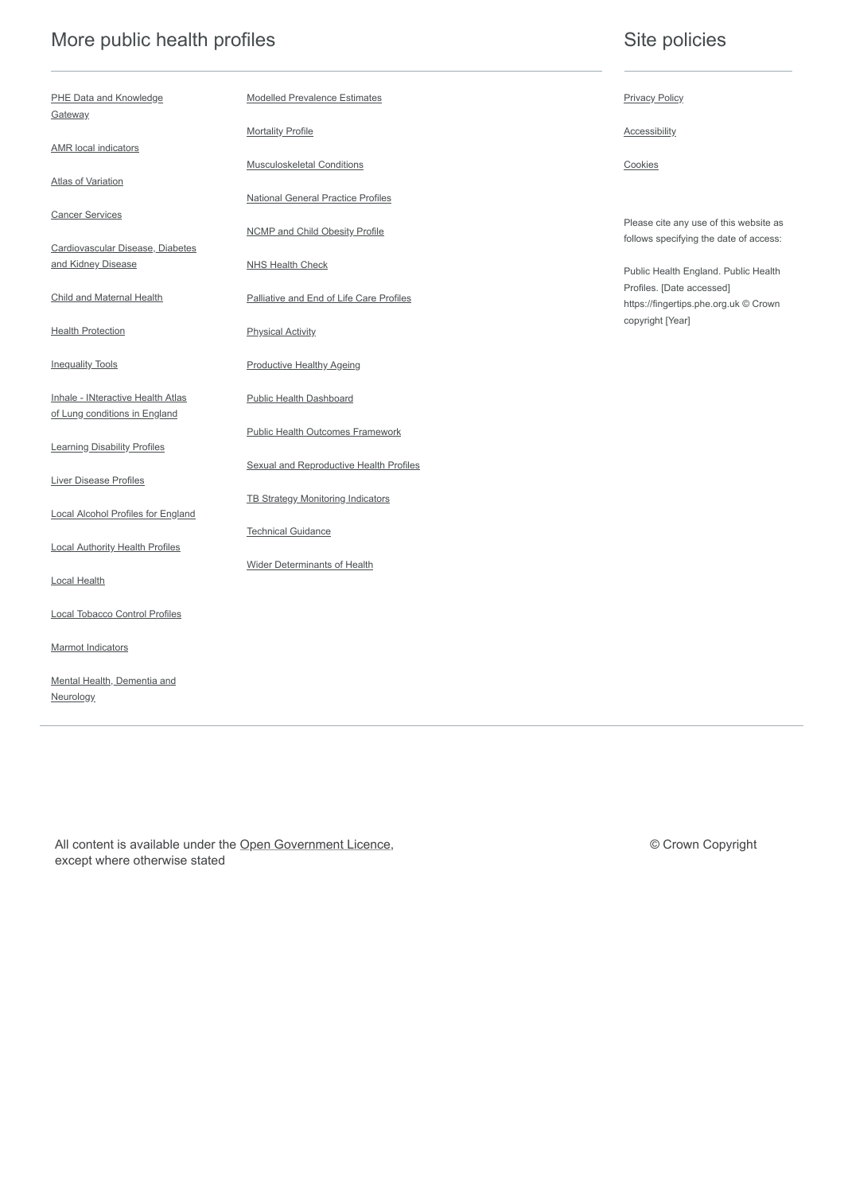## More public health profiles

- PHE Data and Knowledge Gateway
- AMR local indicators
- Atlas of Variation
- Cancer Services
- Cardiovascular Disease, Diabetes and Kidney Disease
- Child and Maternal Health
- Health Protection
- Inequality Tools
- Inhale - INteractive Health Atlas of Lung conditions in England
- Learning Disability Profiles
- Liver Disease Profiles
- Local Alcohol Profiles for England
- Local Authority Health Profiles
- Local Health
- Local Tobacco Control Profiles
- Marmot Indicators
- Mental Health, Dementia and Neurology
- Modelled Prevalence Estimates
- Mortality Profile
- Musculoskeletal Conditions
- National General Practice Profiles
- NCMP and Child Obesity Profile
- NHS Health Check
- Palliative and End of Life Care Profiles
- Physical Activity
- Productive Healthy Ageing
- Public Health Dashboard
- Public Health Outcomes Framework
- Sexual and Reproductive Health Profiles
- TB Strategy Monitoring Indicators
- Technical Guidance
- Wider Determinants of Health

## Site policies

- Privacy Policy
- Accessibility
- Cookies

Please cite any use of this website as follows specifying the date of access:

Public Health England. Public Health Profiles. [Date accessed] https://fingertips.phe.org.uk © Crown copyright [Year]

All content is available under the Open Government Licence, except where otherwise stated

© Crown Copyright